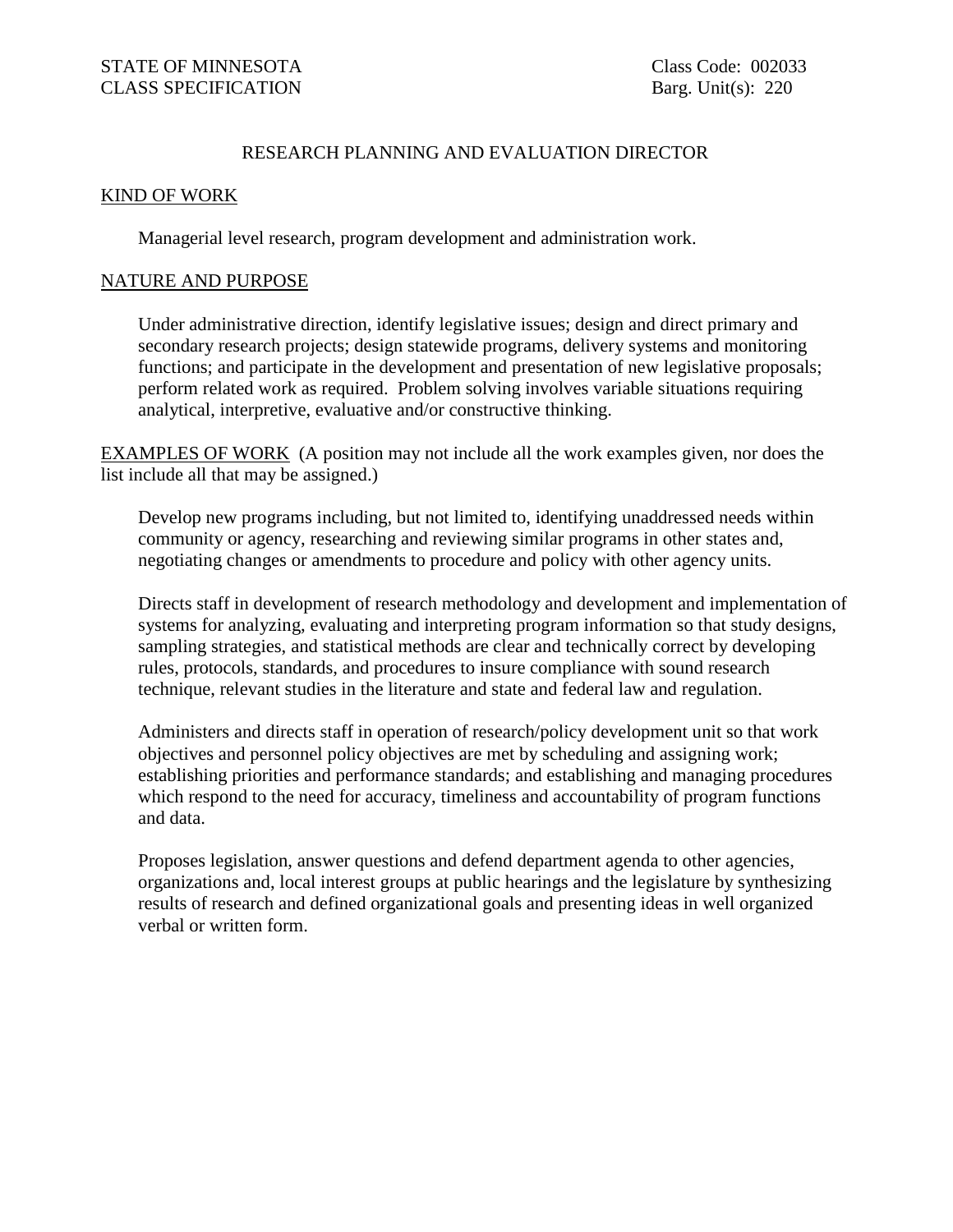STATE OF MINNESOTA
CLASS SPECIFICATION

Class Code: 002033
Barg. Unit(s): 220

# RESEARCH PLANNING AND EVALUATION DIRECTOR

## KIND OF WORK

Managerial level research, program development and administration work.

## NATURE AND PURPOSE

Under administrative direction, identify legislative issues; design and direct primary and secondary research projects; design statewide programs, delivery systems and monitoring functions; and participate in the development and presentation of new legislative proposals; perform related work as required. Problem solving involves variable situations requiring analytical, interpretive, evaluative and/or constructive thinking.

## EXAMPLES OF WORK

(A position may not include all the work examples given, nor does the list include all that may be assigned.)

Develop new programs including, but not limited to, identifying unaddressed needs within community or agency, researching and reviewing similar programs in other states and, negotiating changes or amendments to procedure and policy with other agency units.

Directs staff in development of research methodology and development and implementation of systems for analyzing, evaluating and interpreting program information so that study designs, sampling strategies, and statistical methods are clear and technically correct by developing rules, protocols, standards, and procedures to insure compliance with sound research technique, relevant studies in the literature and state and federal law and regulation.

Administers and directs staff in operation of research/policy development unit so that work objectives and personnel policy objectives are met by scheduling and assigning work; establishing priorities and performance standards; and establishing and managing procedures which respond to the need for accuracy, timeliness and accountability of program functions and data.

Proposes legislation, answer questions and defend department agenda to other agencies, organizations and, local interest groups at public hearings and the legislature by synthesizing results of research and defined organizational goals and presenting ideas in well organized verbal or written form.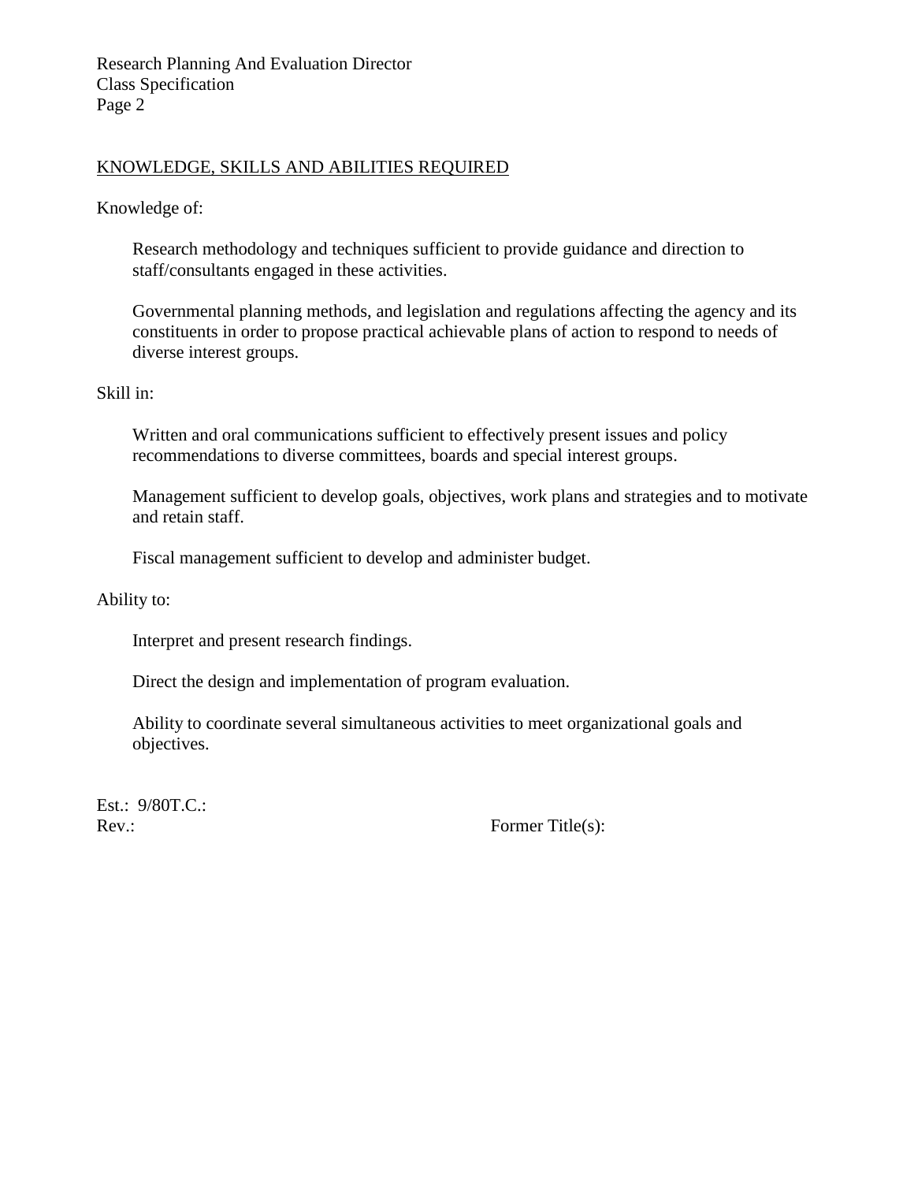## KNOWLEDGE, SKILLS AND ABILITIES REQUIRED

Knowledge of:

Research methodology and techniques sufficient to provide guidance and direction to staff/consultants engaged in these activities.

Governmental planning methods, and legislation and regulations affecting the agency and its constituents in order to propose practical achievable plans of action to respond to needs of diverse interest groups.

Skill in:

Written and oral communications sufficient to effectively present issues and policy recommendations to diverse committees, boards and special interest groups.

Management sufficient to develop goals, objectives, work plans and strategies and to motivate and retain staff.

Fiscal management sufficient to develop and administer budget.

Ability to:

Interpret and present research findings.

Direct the design and implementation of program evaluation.

Ability to coordinate several simultaneous activities to meet organizational goals and objectives.

Est.: 9/80T.C.:
Rev.: Former Title(s):